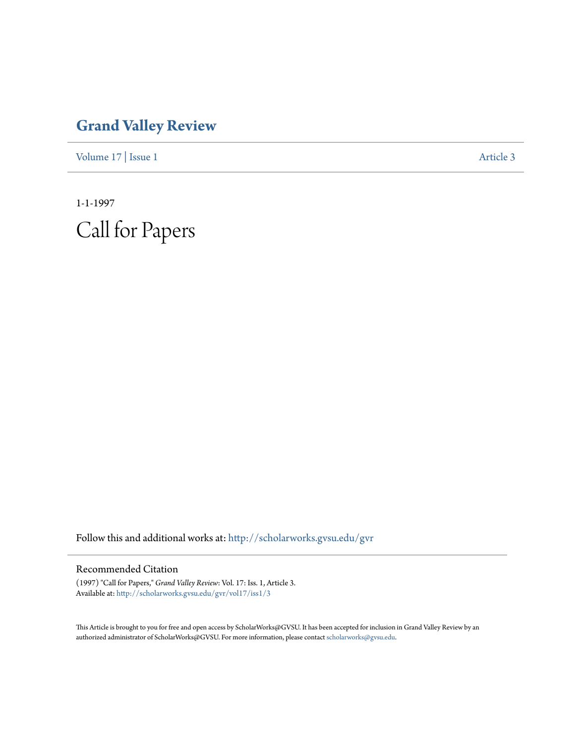# Grand Valley Review

Volume 17 | Issue 1 Article 3

1-1-1997

# Call for Papers

Follow this and additional works at: http://scholarworks.gvsu.edu/gvr

## Recommended Citation

(1997) "Call for Papers," *Grand Valley Review*: Vol. 17: Iss. 1, Article 3.
Available at: http://scholarworks.gvsu.edu/gvr/vol17/iss1/3

This Article is brought to you for free and open access by ScholarWorks@GVSU. It has been accepted for inclusion in Grand Valley Review by an authorized administrator of ScholarWorks@GVSU. For more information, please contact scholarworks@gvsu.edu.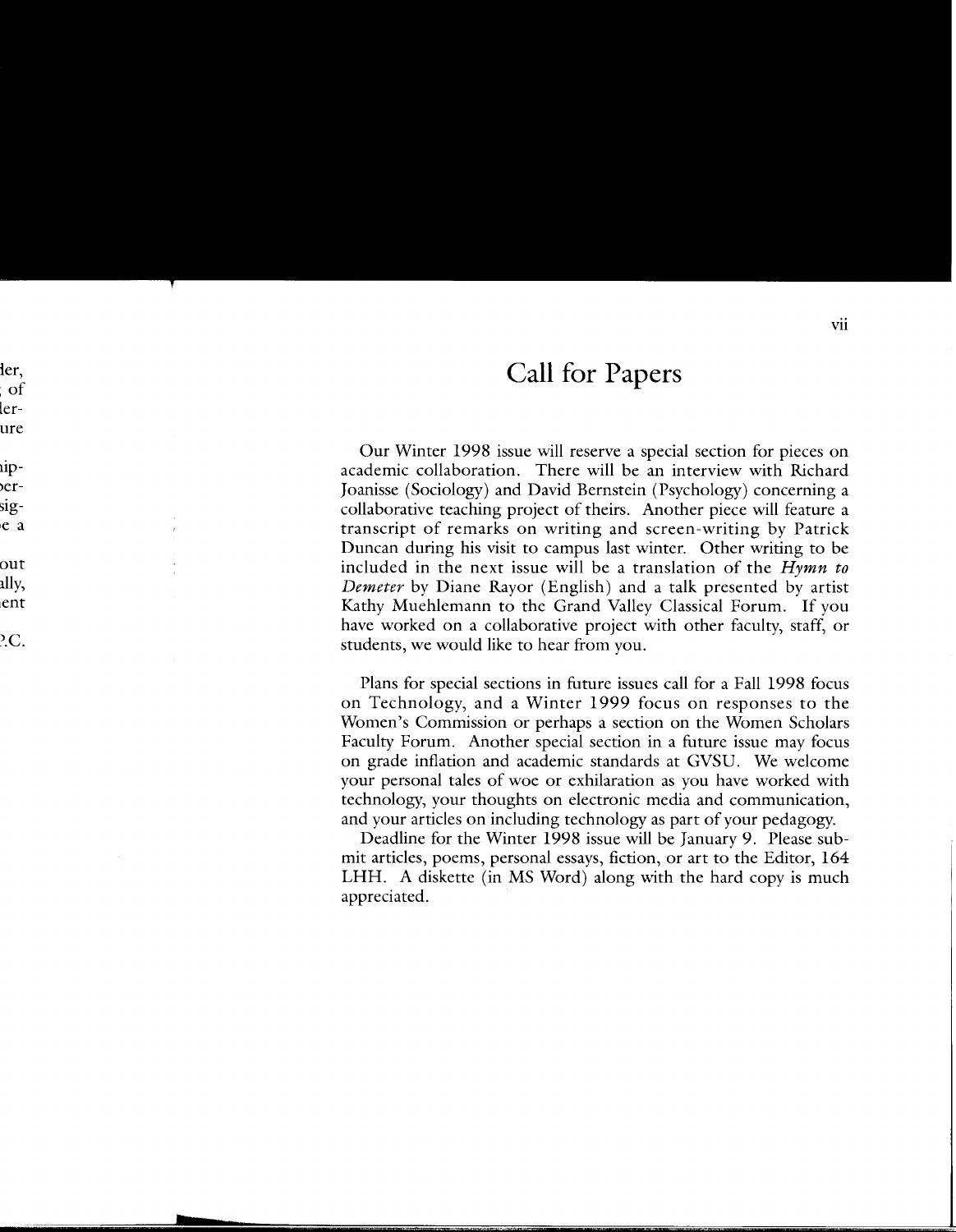# Call for Papers

Our Winter 1998 issue will reserve a special section for pieces on academic collaboration. There will be an interview with Richard Joanisse (Sociology) and David Bernstein (Psychology) concerning a collaborative teaching project of theirs. Another piece will feature a transcript of remarks on writing and screen-writing by Patrick Duncan during his visit to campus last winter. Other writing to be included in the next issue will be a translation of the *Hymn to Demeter* by Diane Rayor (English) and a talk presented by artist Kathy Muehlemann to the Grand Valley Classical Forum. If you have worked on a collaborative project with other faculty, staff, or students, we would like to hear from you.

Plans for special sections in future issues call for a Fall 1998 focus on Technology, and a Winter 1999 focus on responses to the Women's Commission or perhaps a section on the Women Scholars Faculty Forum. Another special section in a future issue may focus on grade inflation and academic standards at GVSU. We welcome your personal tales of woe or exhilaration as you have worked with technology, your thoughts on electronic media and communication, and your articles on including technology as part of your pedagogy.

Deadline for the Winter 1998 issue will be January 9. Please submit articles, poems, personal essays, fiction, or art to the Editor, 164 LHH. A diskette (in MS Word) along with the hard copy is much appreciated.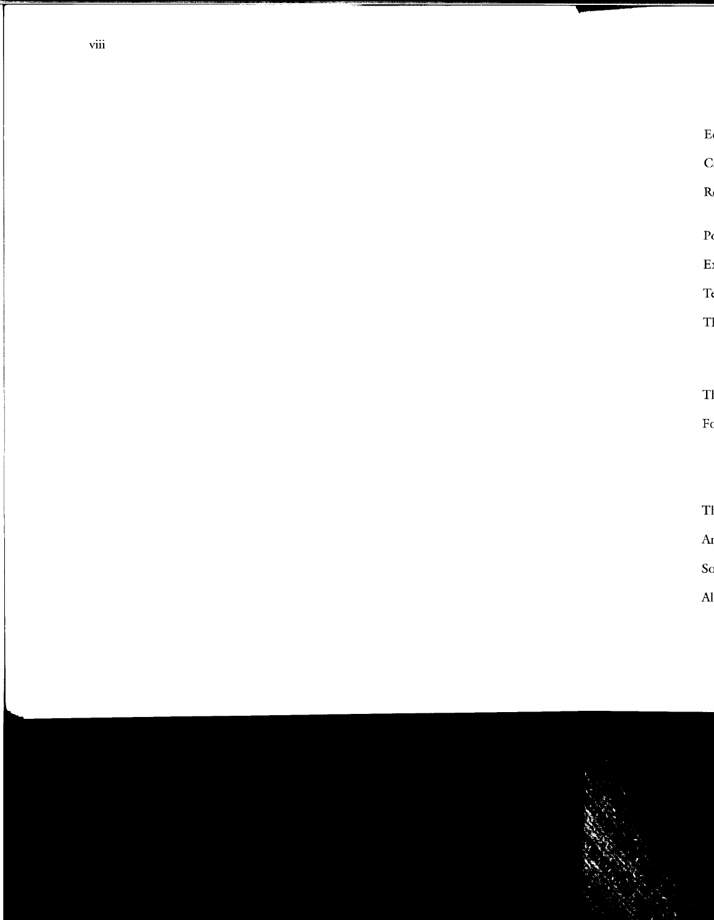E

C

R

P

E

T

T

T

F

T

A

S

A